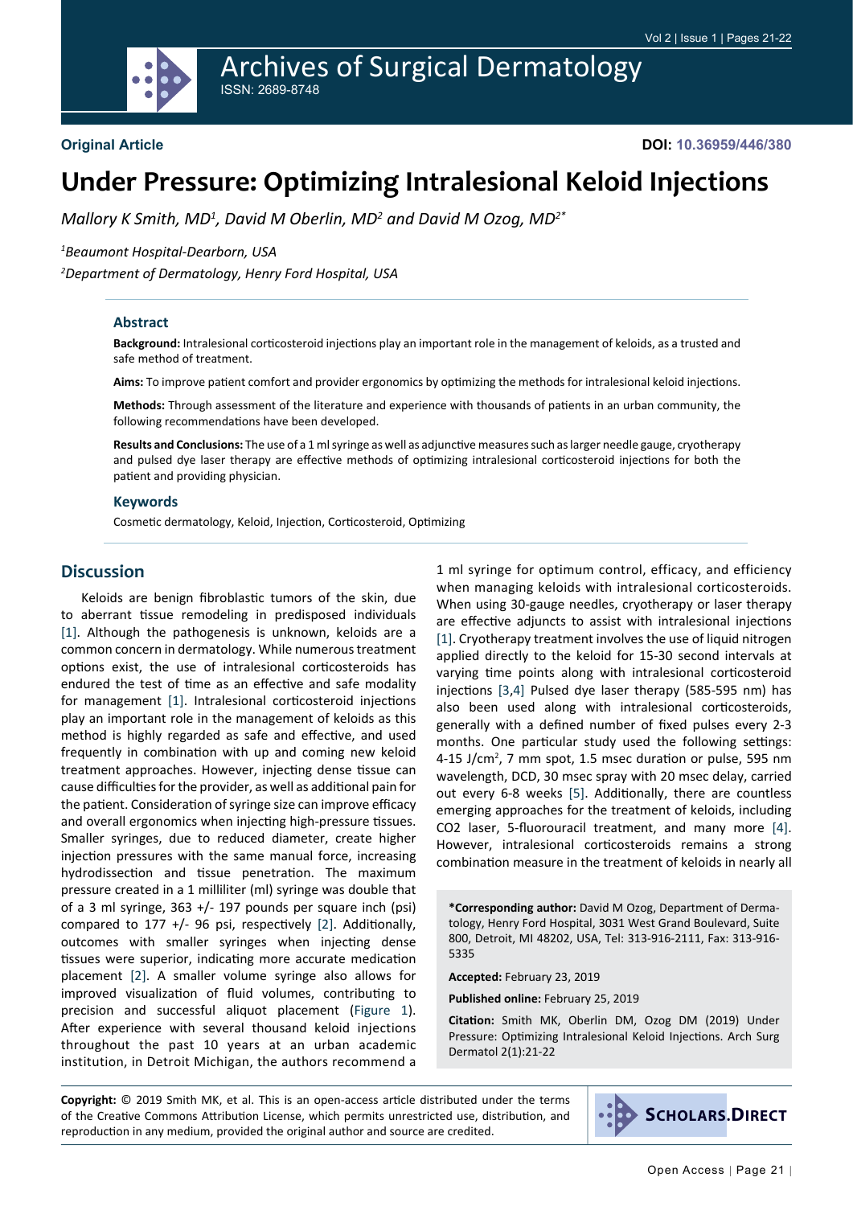Original Article

DOI: 10.36959/446/380

# Under Pressure: Optimizing Intralesional Keloid Injections

*Mallory K Smith, MD[1], David M Oberlin, MD[2] and David M Ozog, MD[2*]*

*[1]Beaumont Hospital-Dearborn, USA*

*[2]Department of Dermatology, Henry Ford Hospital, USA*

## Abstract

**Background:** Intralesional corticosteroid injections play an important role in the management of keloids, as a trusted and safe method of treatment.

**Aims:** To improve patient comfort and provider ergonomics by optimizing the methods for intralesional keloid injections.

**Methods:** Through assessment of the literature and experience with thousands of patients in an urban community, the following recommendations have been developed.

**Results and Conclusions:** The use of a 1 ml syringe as well as adjunctive measures such as larger needle gauge, cryotherapy and pulsed dye laser therapy are effective methods of optimizing intralesional corticosteroid injections for both the patient and providing physician.

### Keywords

Cosmetic dermatology, Keloid, Injection, Corticosteroid, Optimizing

## Discussion

Keloids are benign fibroblastic tumors of the skin, due to aberrant tissue remodeling in predisposed individuals [1]. Although the pathogenesis is unknown, keloids are a common concern in dermatology. While numerous treatment options exist, the use of intralesional corticosteroids has endured the test of time as an effective and safe modality for management [1]. Intralesional corticosteroid injections play an important role in the management of keloids as this method is highly regarded as safe and effective, and used frequently in combination with up and coming new keloid treatment approaches. However, injecting dense tissue can cause difficulties for the provider, as well as additional pain for the patient. Consideration of syringe size can improve efficacy and overall ergonomics when injecting high-pressure tissues. Smaller syringes, due to reduced diameter, create higher injection pressures with the same manual force, increasing hydrodissection and tissue penetration. The maximum pressure created in a 1 milliliter (ml) syringe was double that of a 3 ml syringe, 363 +/- 197 pounds per square inch (psi) compared to 177 +/- 96 psi, respectively [2]. Additionally, outcomes with smaller syringes when injecting dense tissues were superior, indicating more accurate medication placement [2]. A smaller volume syringe also allows for improved visualization of fluid volumes, contributing to precision and successful aliquot placement (Figure 1). After experience with several thousand keloid injections throughout the past 10 years at an urban academic institution, in Detroit Michigan, the authors recommend a 1 ml syringe for optimum control, efficacy, and efficiency when managing keloids with intralesional corticosteroids. When using 30-gauge needles, cryotherapy or laser therapy are effective adjuncts to assist with intralesional injections [1]. Cryotherapy treatment involves the use of liquid nitrogen applied directly to the keloid for 15-30 second intervals at varying time points along with intralesional corticosteroid injections [3,4] Pulsed dye laser therapy (585-595 nm) has also been used along with intralesional corticosteroids, generally with a defined number of fixed pulses every 2-3 months. One particular study used the following settings: 4-15 J/cm$^2$, 7 mm spot, 1.5 msec duration or pulse, 595 nm wavelength, DCD, 30 msec spray with 20 msec delay, carried out every 6-8 weeks [5]. Additionally, there are countless emerging approaches for the treatment of keloids, including $CO_2$ laser, 5-fluorouracil treatment, and many more [4]. However, intralesional corticosteroids remains a strong combination measure in the treatment of keloids in nearly all

**\*Corresponding author:** David M Ozog, Department of Dermatology, Henry Ford Hospital, 3031 West Grand Boulevard, Suite 800, Detroit, MI 48202, USA, Tel: 313-916-2111, Fax: 313-916-5335

**Accepted:** February 23, 2019

**Published online:** February 25, 2019

**Citation:** Smith MK, Oberlin DM, Ozog DM (2019) Under Pressure: Optimizing Intralesional Keloid Injections. Arch Surg Dermatol 2(1):21-22

**Copyright:** © 2019 Smith MK, et al. This is an open-access article distributed under the terms of the Creative Commons Attribution License, which permits unrestricted use, distribution, and reproduction in any medium, provided the original author and source are credited.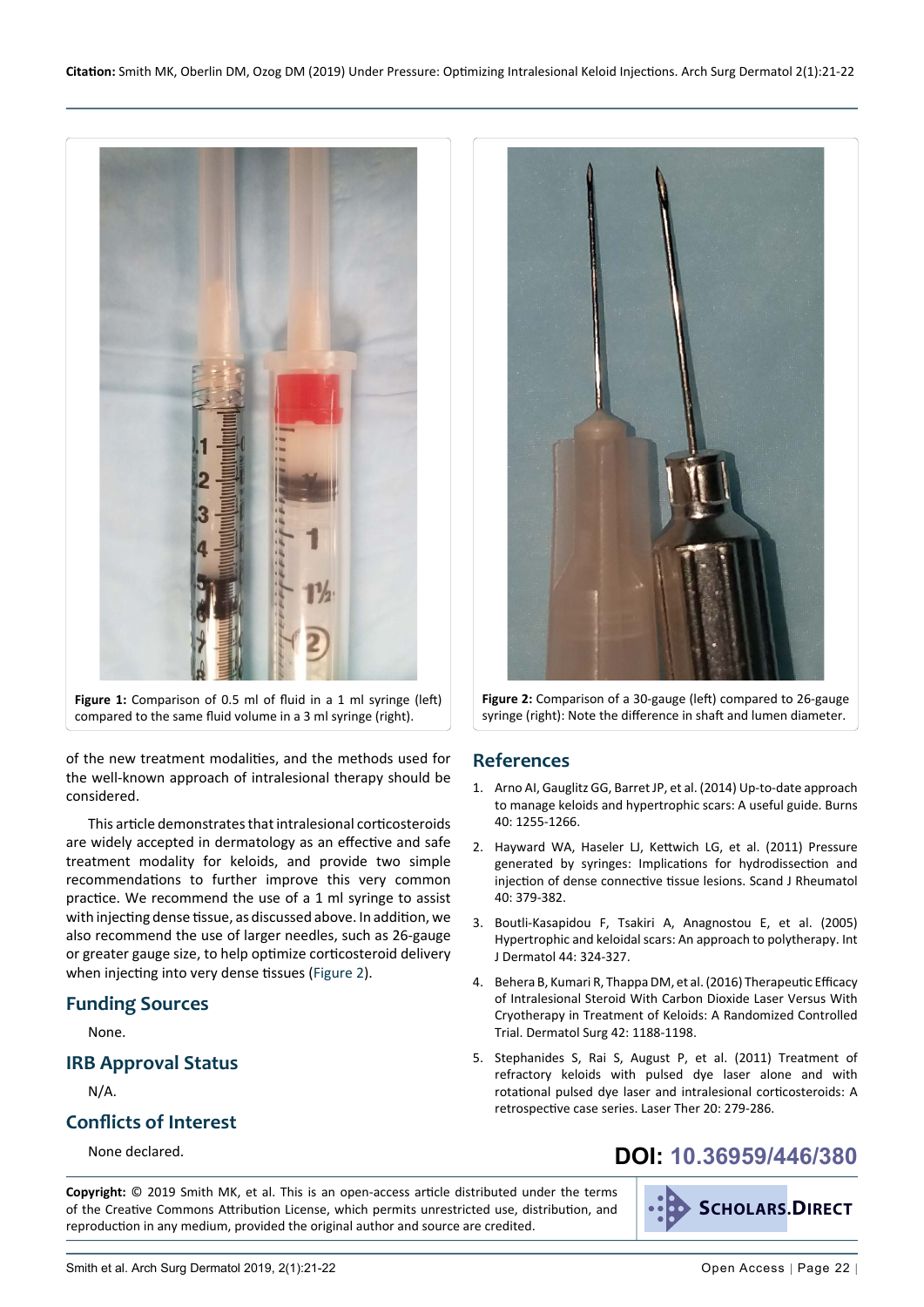Figure 1: Comparison of 0.5 ml of fluid in a 1 ml syringe (left) compared to the same fluid volume in a 3 ml syringe (right).

Figure 2: Comparison of a 30-gauge (left) compared to 26-gauge syringe (right): Note the difference in shaft and lumen diameter.

of the new treatment modalities, and the methods used for the well-known approach of intralesional therapy should be considered.

This article demonstrates that intralesional corticosteroids are widely accepted in dermatology as an effective and safe treatment modality for keloids, and provide two simple recommendations to further improve this very common practice. We recommend the use of a 1 ml syringe to assist with injecting dense tissue, as discussed above. In addition, we also recommend the use of larger needles, such as 26-gauge or greater gauge size, to help optimize corticosteroid delivery when injecting into very dense tissues (Figure 2).

## Funding Sources

None.

## IRB Approval Status

N/A.

## Conflicts of Interest

None declared.

## References

1. Arno AI, Gauglitz GG, Barret JP, et al. (2014) Up-to-date approach to manage keloids and hypertrophic scars: A useful guide. Burns 40: 1255-1266.
2. Hayward WA, Haseler LJ, Kettwich LG, et al. (2011) Pressure generated by syringes: Implications for hydrodissection and injection of dense connective tissue lesions. Scand J Rheumatol 40: 379-382.
3. Boutli-Kasapidou F, Tsakiri A, Anagnostou E, et al. (2005) Hypertrophic and keloidal scars: An approach to polytherapy. Int J Dermatol 44: 324-327.
4. Behera B, Kumari R, Thappa DM, et al. (2016) Therapeutic Efficacy of Intralesional Steroid With Carbon Dioxide Laser Versus With Cryotherapy in Treatment of Keloids: A Randomized Controlled Trial. Dermatol Surg 42: 1188-1198.
5. Stephanides S, Rai S, August P, et al. (2011) Treatment of refractory keloids with pulsed dye laser alone and with rotational pulsed dye laser and intralesional corticosteroids: A retrospective case series. Laser Ther 20: 279-286.

**DOI: 10.36959/446/380**

**Copyright:** © 2019 Smith MK, et al. This is an open-access article distributed under the terms of the Creative Commons Attribution License, which permits unrestricted use, distribution, and reproduction in any medium, provided the original author and source are credited.